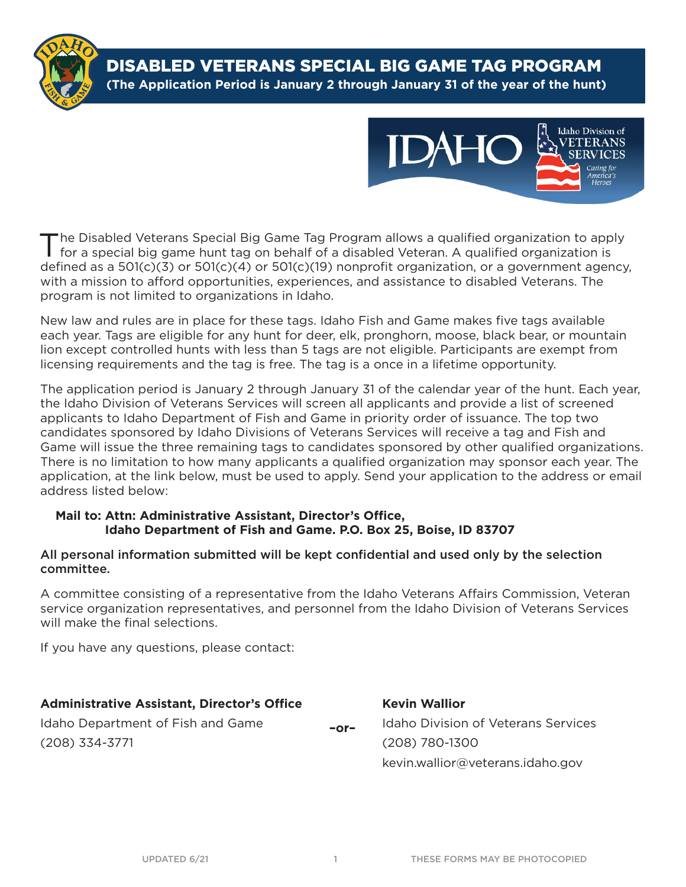# DISABLED VETERANS SPECIAL BIG GAME TAG PROGRAM

**(The Application Period is January 2 through January 31 of the year of the hunt)**

The Disabled Veterans Special Big Game Tag Program allows a qualified organization to apply for a special big game hunt tag on behalf of a disabled Veteran. A qualified organization is defined as a 501(c)(3) or 501(c)(4) or 501(c)(19) nonprofit organization, or a government agency, with a mission to afford opportunities, experiences, and assistance to disabled Veterans. The program is not limited to organizations in Idaho.

New law and rules are in place for these tags. Idaho Fish and Game makes five tags available each year. Tags are eligible for any hunt for deer, elk, pronghorn, moose, black bear, or mountain lion except controlled hunts with less than 5 tags are not eligible. Participants are exempt from licensing requirements and the tag is free. The tag is a once in a lifetime opportunity.

The application period is January 2 through January 31 of the calendar year of the hunt. Each year, the Idaho Division of Veterans Services will screen all applicants and provide a list of screened applicants to Idaho Department of Fish and Game in priority order of issuance. The top two candidates sponsored by Idaho Divisions of Veterans Services will receive a tag and Fish and Game will issue the three remaining tags to candidates sponsored by other qualified organizations. There is no limitation to how many applicants a qualified organization may sponsor each year. The application, at the link below, must be used to apply. Send your application to the address or email address listed below:

**Mail to: Attn: Administrative Assistant, Director's Office,**
**Idaho Department of Fish and Game. P.O. Box 25, Boise, ID 83707**

**All personal information submitted will be kept confidential and used only by the selection committee.**

A committee consisting of a representative from the Idaho Veterans Affairs Commission, Veteran service organization representatives, and personnel from the Idaho Division of Veterans Services will make the final selections.

If you have any questions, please contact:

**Administrative Assistant, Director's Office**
Idaho Department of Fish and Game
(208) 334-3771

–or–

**Kevin Wallior**
Idaho Division of Veterans Services
(208) 780-1300
kevin.wallior@veterans.idaho.gov

UPDATED 6/21

THESE FORMS MAY BE PHOTOCOPIED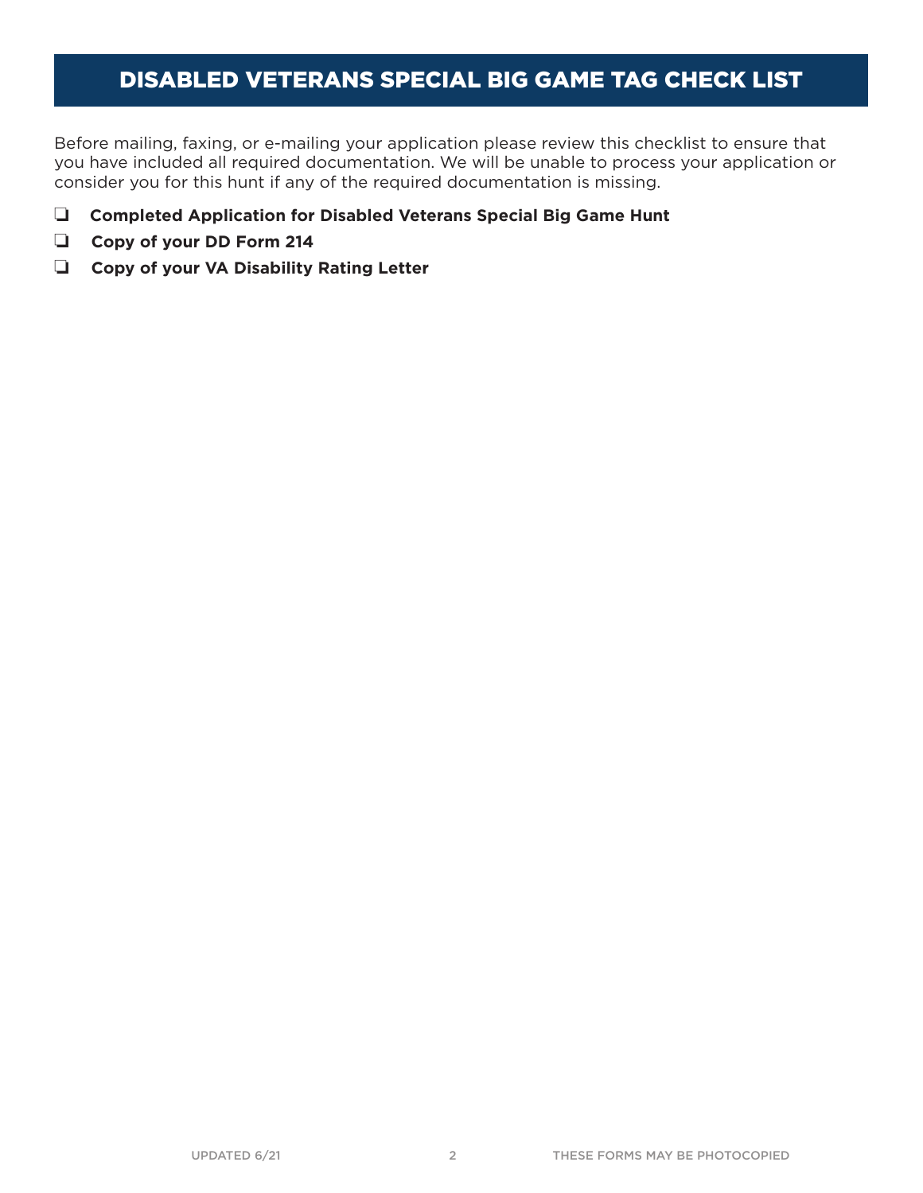# DISABLED VETERANS SPECIAL BIG GAME TAG CHECK LIST

Before mailing, faxing, or e-mailing your application please review this checklist to ensure that you have included all required documentation. We will be unable to process your application or consider you for this hunt if any of the required documentation is missing.

- ❏ **Completed Application for Disabled Veterans Special Big Game Hunt**
- ❏ **Copy of your DD Form 214**
- ❏ **Copy of your VA Disability Rating Letter**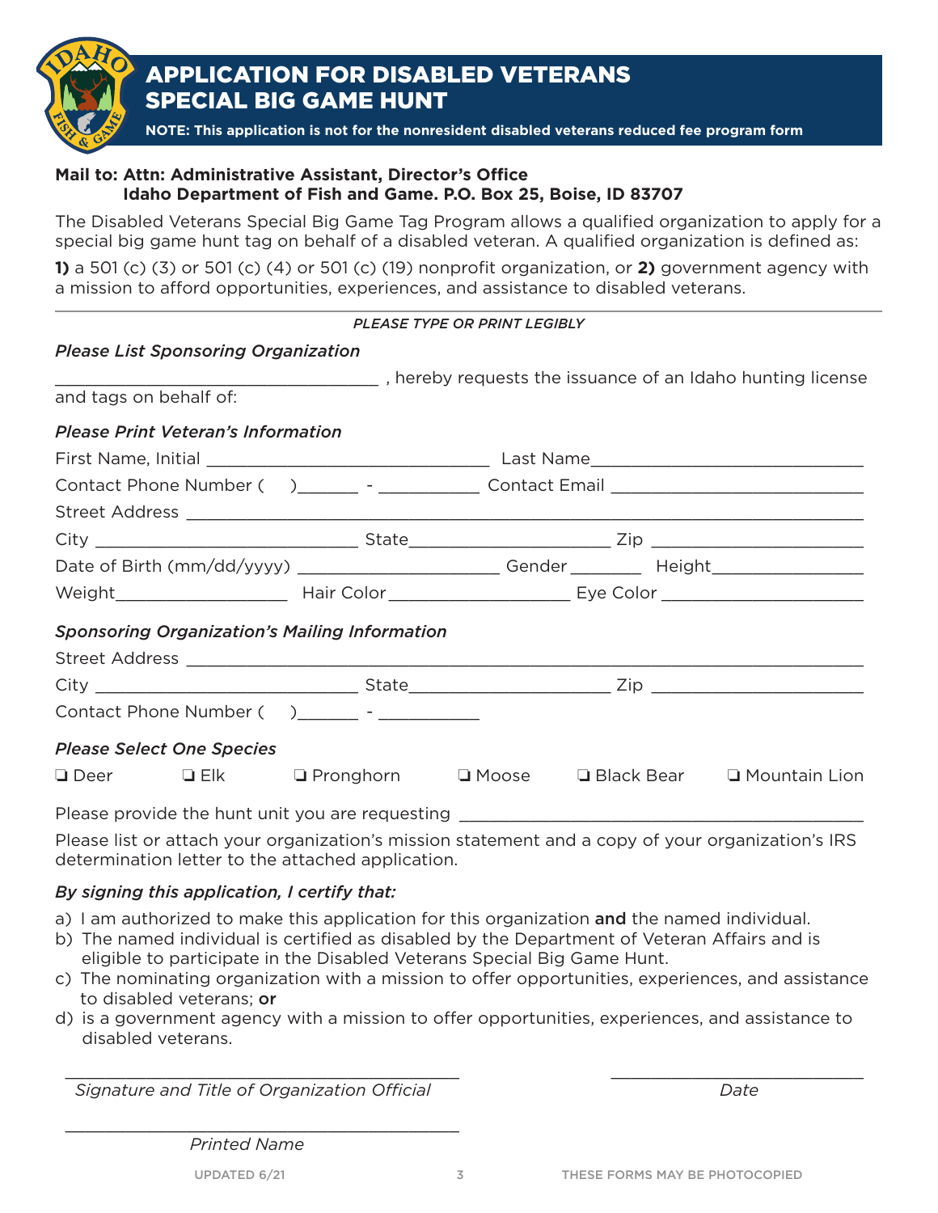# APPLICATION FOR DISABLED VETERANS SPECIAL BIG GAME HUNT

**NOTE: This application is not for the nonresident disabled veterans reduced fee program form**

**Mail to: Attn: Administrative Assistant, Director's Office**
**Idaho Department of Fish and Game. P.O. Box 25, Boise, ID 83707**

The Disabled Veterans Special Big Game Tag Program allows a qualified organization to apply for a special big game hunt tag on behalf of a disabled veteran. A qualified organization is defined as:

**1)** a 501 (c) (3) or 501 (c) (4) or 501 (c) (19) nonprofit organization, or **2)** government agency with a mission to afford opportunities, experiences, and assistance to disabled veterans.

---

*PLEASE TYPE OR PRINT LEGIBLY*

*Please List Sponsoring Organization*

________________________________ , hereby requests the issuance of an Idaho hunting license and tags on behalf of:

*Please Print Veteran's Information*

First Name, Initial ____________________________ Last Name____________________________

Contact Phone Number (    )______ - __________ Contact Email __________________________

Street Address ________________________________________________________________

City __________________________ State___________________ Zip ____________________

Date of Birth (mm/dd/yyyy) ____________________ Gender _______ Height______________

Weight________________ Hair Color________________ Eye Color ___________________

*Sponsoring Organization's Mailing Information*

Street Address ________________________________________________________________

City __________________________ State___________________ Zip ____________________

Contact Phone Number (    )______ - __________

*Please Select One Species*

❏ Deer ❏ Elk ❏ Pronghorn ❏ Moose ❏ Black Bear ❏ Mountain Lion

Please provide the hunt unit you are requesting ______________________________________

Please list or attach your organization's mission statement and a copy of your organization's IRS determination letter to the attached application.

*By signing this application, I certify that:*

a) I am authorized to make this application for this organization **and** the named individual.
b) The named individual is certified as disabled by the Department of Veteran Affairs and is eligible to participate in the Disabled Veterans Special Big Game Hunt.
c) The nominating organization with a mission to offer opportunities, experiences, and assistance to disabled veterans; **or**
d) is a government agency with a mission to offer opportunities, experiences, and assistance to disabled veterans.

________________________________________ ________________________
*Signature and Title of Organization Official* *Date*

________________________________________
*Printed Name*

UPDATED 6/21 THESE FORMS MAY BE PHOTOCOPIED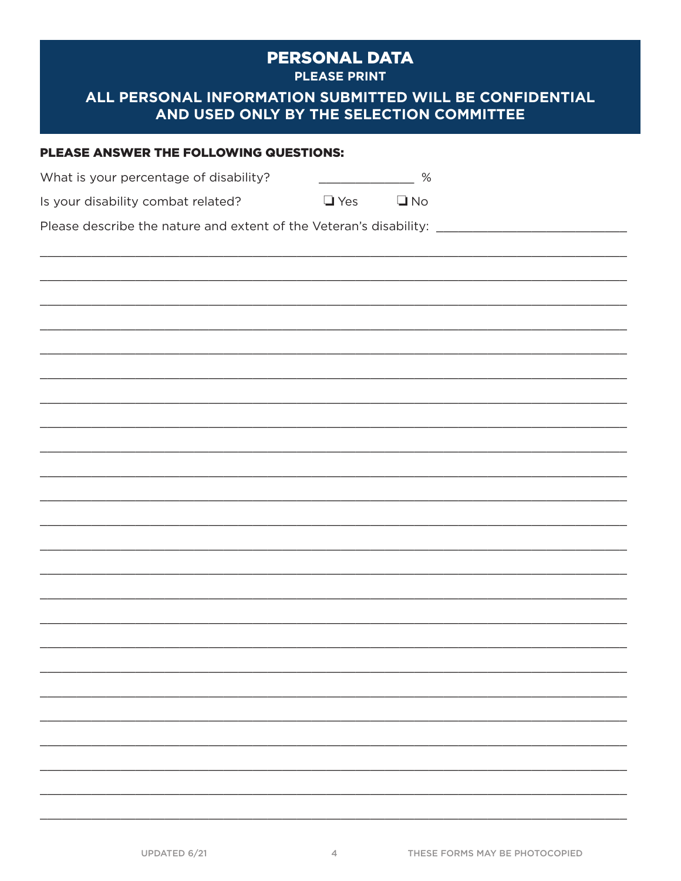# PERSONAL DATA

**PLEASE PRINT**

## ALL PERSONAL INFORMATION SUBMITTED WILL BE CONFIDENTIAL AND USED ONLY BY THE SELECTION COMMITTEE

**PLEASE ANSWER THE FOLLOWING QUESTIONS:**

What is your percentage of disability? ______________ %

Is your disability combat related? ❑ Yes ❑ No

Please describe the nature and extent of the Veteran's disability: ___________________________

___________________________________________________________________________________

___________________________________________________________________________________

___________________________________________________________________________________

___________________________________________________________________________________

___________________________________________________________________________________

___________________________________________________________________________________

___________________________________________________________________________________

___________________________________________________________________________________

___________________________________________________________________________________

___________________________________________________________________________________

___________________________________________________________________________________

___________________________________________________________________________________

___________________________________________________________________________________

___________________________________________________________________________________

___________________________________________________________________________________

___________________________________________________________________________________

___________________________________________________________________________________

___________________________________________________________________________________

___________________________________________________________________________________

___________________________________________________________________________________

___________________________________________________________________________________

___________________________________________________________________________________

___________________________________________________________________________________

___________________________________________________________________________________

UPDATED 6/21

THESE FORMS MAY BE PHOTOCOPIED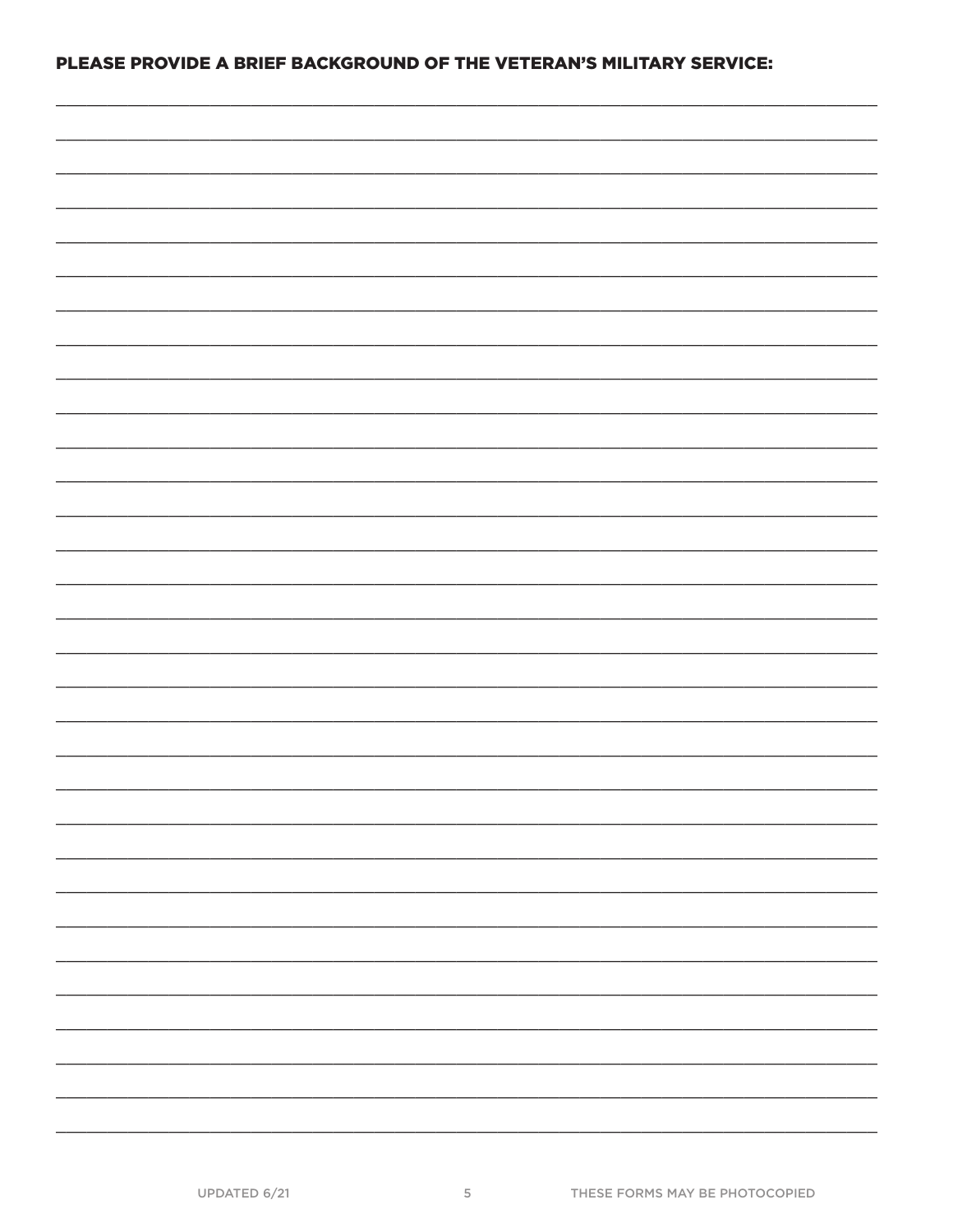**PLEASE PROVIDE A BRIEF BACKGROUND OF THE VETERAN'S MILITARY SERVICE:**

______________________________________________________________________________

______________________________________________________________________________

______________________________________________________________________________

______________________________________________________________________________

______________________________________________________________________________

______________________________________________________________________________

______________________________________________________________________________

______________________________________________________________________________

______________________________________________________________________________

______________________________________________________________________________

______________________________________________________________________________

______________________________________________________________________________

______________________________________________________________________________

______________________________________________________________________________

______________________________________________________________________________

______________________________________________________________________________

______________________________________________________________________________

______________________________________________________________________________

______________________________________________________________________________

______________________________________________________________________________

______________________________________________________________________________

______________________________________________________________________________

______________________________________________________________________________

______________________________________________________________________________

______________________________________________________________________________

______________________________________________________________________________

______________________________________________________________________________

______________________________________________________________________________

______________________________________________________________________________

______________________________________________________________________________

______________________________________________________________________________

UPDATED 6/21

THESE FORMS MAY BE PHOTOCOPIED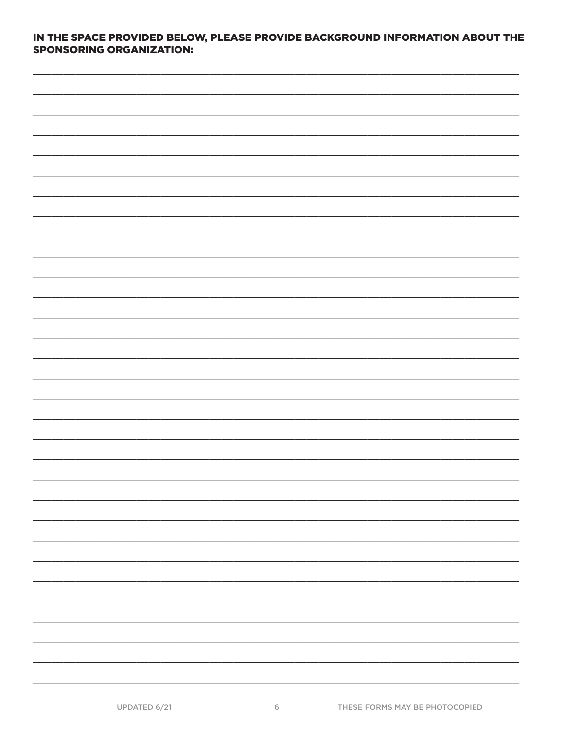**IN THE SPACE PROVIDED BELOW, PLEASE PROVIDE BACKGROUND INFORMATION ABOUT THE SPONSORING ORGANIZATION:**

UPDATED 6/21

THESE FORMS MAY BE PHOTOCOPIED